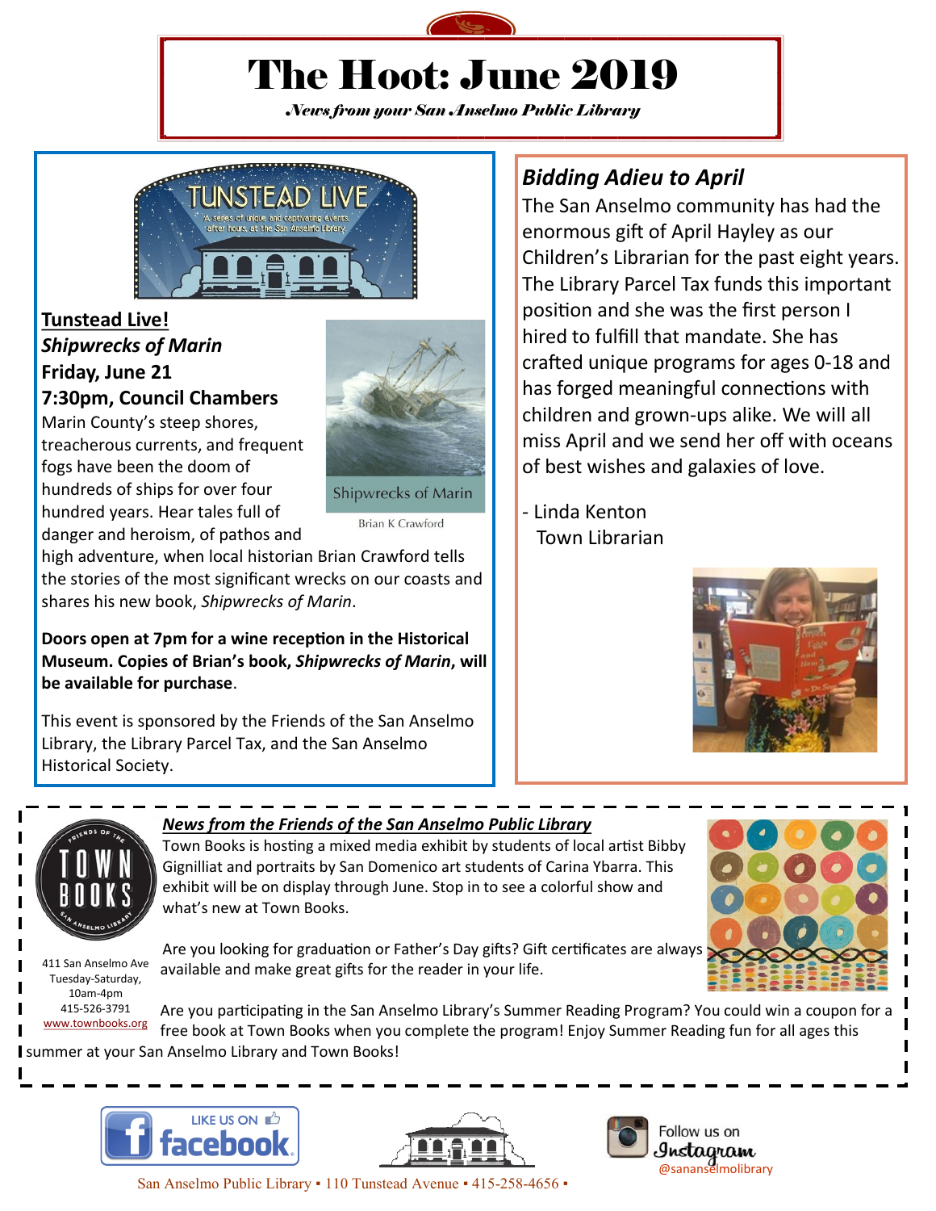# The Hoot: June 2019

*News from your San Anselmo Public Library*

TUNSTEAD LIVE

A series of unique and captivating events after hours, at the San Anselmo Library

## Tunstead Live!

***Shipwrecks of Marin***

**Friday, June 21**

**7:30pm, Council Chambers**

Marin County's steep shores, treacherous currents, and frequent fogs have been the doom of hundreds of ships for over four hundred years. Hear tales full of danger and heroism, of pathos and high adventure, when local historian Brian Crawford tells the stories of the most significant wrecks on our coasts and shares his new book, *Shipwrecks of Marin*.

Shipwrecks of Marin

Brian K Crawford

**Doors open at 7pm for a wine reception in the Historical Museum. Copies of Brian's book, *Shipwrecks of Marin*, will be available for purchase**.

This event is sponsored by the Friends of the San Anselmo Library, the Library Parcel Tax, and the San Anselmo Historical Society.

## *Bidding Adieu to April*

The San Anselmo community has had the enormous gift of April Hayley as our Children's Librarian for the past eight years. The Library Parcel Tax funds this important position and she was the first person I hired to fulfill that mandate. She has crafted unique programs for ages 0-18 and has forged meaningful connections with children and grown-ups alike. We will all miss April and we send her off with oceans of best wishes and galaxies of love.

- Linda Kenton
  Town Librarian

## *News from the Friends of the San Anselmo Public Library*

Town Books is hosting a mixed media exhibit by students of local artist Bibby Gignilliat and portraits by San Domenico art students of Carina Ybarra. This exhibit will be on display through June. Stop in to see a colorful show and what's new at Town Books.

Are you looking for graduation or Father's Day gifts? Gift certificates are always available and make great gifts for the reader in your life.

Are you participating in the San Anselmo Library's Summer Reading Program? You could win a coupon for a free book at Town Books when you complete the program! Enjoy Summer Reading fun for all ages this summer at your San Anselmo Library and Town Books!

Friends of the San Anselmo Library — TOWN BOOKS

411 San Anselmo Ave
Tuesday-Saturday, 10am-4pm
415-526-3791
www.townbooks.org

LIKE US ON facebook

Follow us on Instagram @sananselmolibrary

San Anselmo Public Library ▪ 110 Tunstead Avenue ▪ 415-258-4656 ▪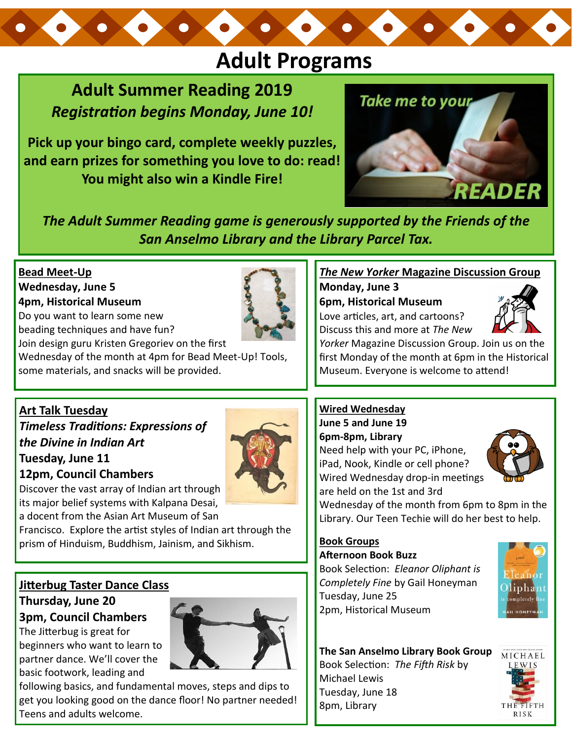# Adult Programs

## Adult Summer Reading 2019

***Registration begins Monday, June 10!***

**Pick up your bingo card, complete weekly puzzles, and earn prizes for something you love to do: read! You might also win a Kindle Fire!**

***The Adult Summer Reading game is generously supported by the Friends of the San Anselmo Library and the Library Parcel Tax.***

### Bead Meet-Up

**Wednesday, June 5**
**4pm, Historical Museum**

Do you want to learn some new beading techniques and have fun? Join design guru Kristen Gregoriev on the first Wednesday of the month at 4pm for Bead Meet-Up! Tools, some materials, and snacks will be provided.

### *The New Yorker* Magazine Discussion Group

**Monday, June 3**
**6pm, Historical Museum**

Love articles, art, and cartoons? Discuss this and more at *The New Yorker* Magazine Discussion Group. Join us on the first Monday of the month at 6pm in the Historical Museum. Everyone is welcome to attend!

### Art Talk Tuesday

***Timeless Traditions: Expressions of the Divine in Indian Art***
**Tuesday, June 11**
**12pm, Council Chambers**

Discover the vast array of Indian art through its major belief systems with Kalpana Desai, a docent from the Asian Art Museum of San Francisco. Explore the artist styles of Indian art through the prism of Hinduism, Buddhism, Jainism, and Sikhism.

### Wired Wednesday

**June 5 and June 19**
**6pm-8pm, Library**

Need help with your PC, iPhone, iPad, Nook, Kindle or cell phone? Wired Wednesday drop-in meetings are held on the 1st and 3rd Wednesday of the month from 6pm to 8pm in the Library. Our Teen Techie will do her best to help.

### Book Groups

**Afternoon Book Buzz**

Book Selection: *Eleanor Oliphant is Completely Fine* by Gail Honeyman
Tuesday, June 25
2pm, Historical Museum

**The San Anselmo Library Book Group**

Book Selection: *The Fifth Risk* by Michael Lewis
Tuesday, June 18
8pm, Library

### Jitterbug Taster Dance Class

**Thursday, June 20**
**3pm, Council Chambers**

The Jitterbug is great for beginners who want to learn to partner dance. We'll cover the basic footwork, leading and following basics, and fundamental moves, steps and dips to get you looking good on the dance floor! No partner needed! Teens and adults welcome.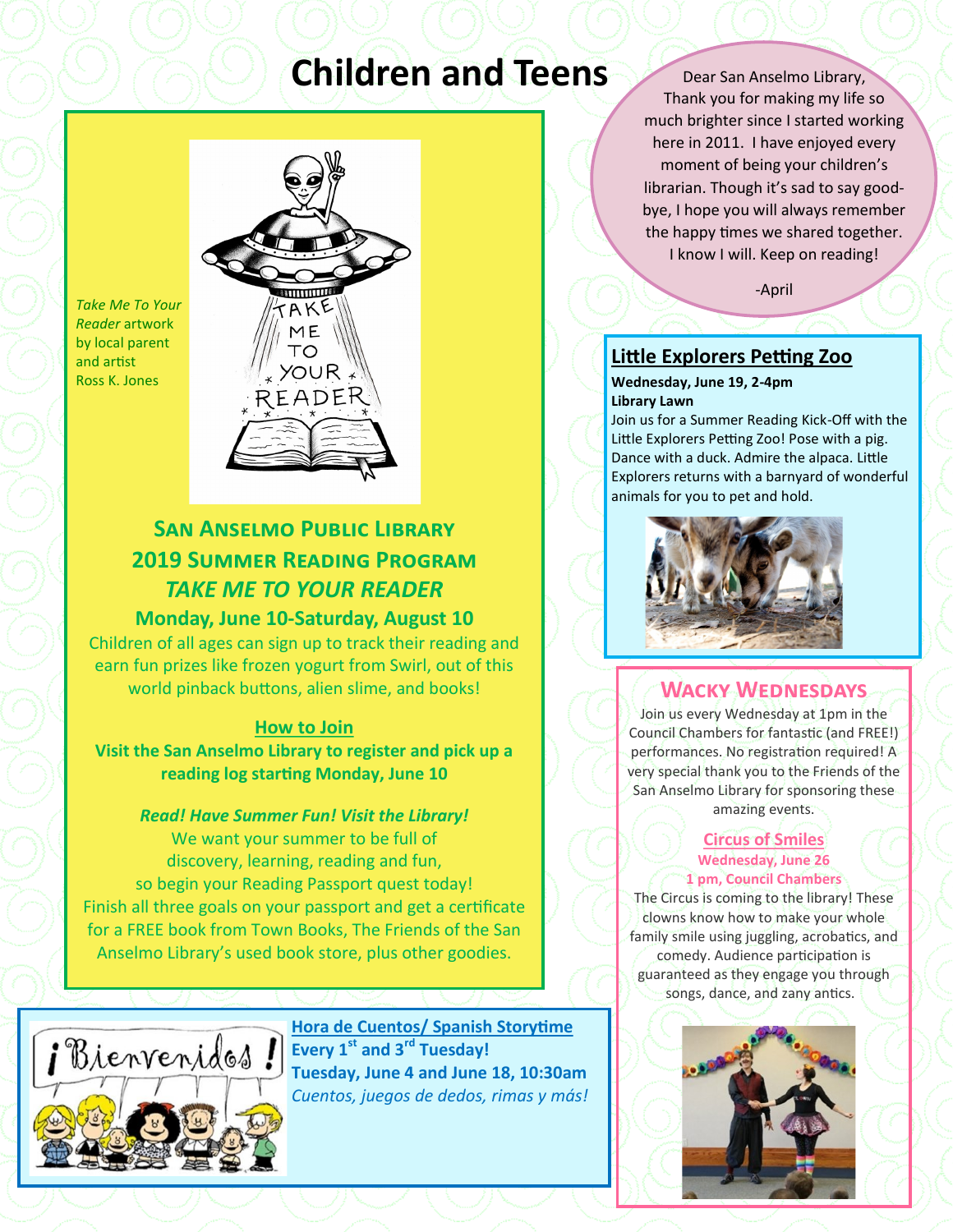# Children and Teens

*Take Me To Your Reader* artwork by local parent and artist Ross K. Jones

## San Anselmo Public Library 2019 Summer Reading Program *TAKE ME TO YOUR READER*

### Monday, June 10-Saturday, August 10

Children of all ages can sign up to track their reading and earn fun prizes like frozen yogurt from Swirl, out of this world pinback buttons, alien slime, and books!

**How to Join**

**Visit the San Anselmo Library to register and pick up a reading log starting Monday, June 10**

***Read! Have Summer Fun! Visit the Library!***

We want your summer to be full of discovery, learning, reading and fun, so begin your Reading Passport quest today! Finish all three goals on your passport and get a certificate for a FREE book from Town Books, The Friends of the San Anselmo Library's used book store, plus other goodies.

**Hora de Cuentos/ Spanish Storytime**

**Every 1st and 3rd Tuesday!**

**Tuesday, June 4 and June 18, 10:30am**

*Cuentos, juegos de dedos, rimas y más!*

Dear San Anselmo Library,
Thank you for making my life so much brighter since I started working here in 2011. I have enjoyed every moment of being your children's librarian. Though it's sad to say good-bye, I hope you will always remember the happy times we shared together. I know I will. Keep on reading!

-April

## Little Explorers Petting Zoo

**Wednesday, June 19, 2-4pm**
**Library Lawn**

Join us for a Summer Reading Kick-Off with the Little Explorers Petting Zoo! Pose with a pig. Dance with a duck. Admire the alpaca. Little Explorers returns with a barnyard of wonderful animals for you to pet and hold.

## Wacky Wednesdays

Join us every Wednesday at 1pm in the Council Chambers for fantastic (and FREE!) performances. No registration required! A very special thank you to the Friends of the San Anselmo Library for sponsoring these amazing events.

**Circus of Smiles**

**Wednesday, June 26**
**1 pm, Council Chambers**

The Circus is coming to the library! These clowns know how to make your whole family smile using juggling, acrobatics, and comedy. Audience participation is guaranteed as they engage you through songs, dance, and zany antics.